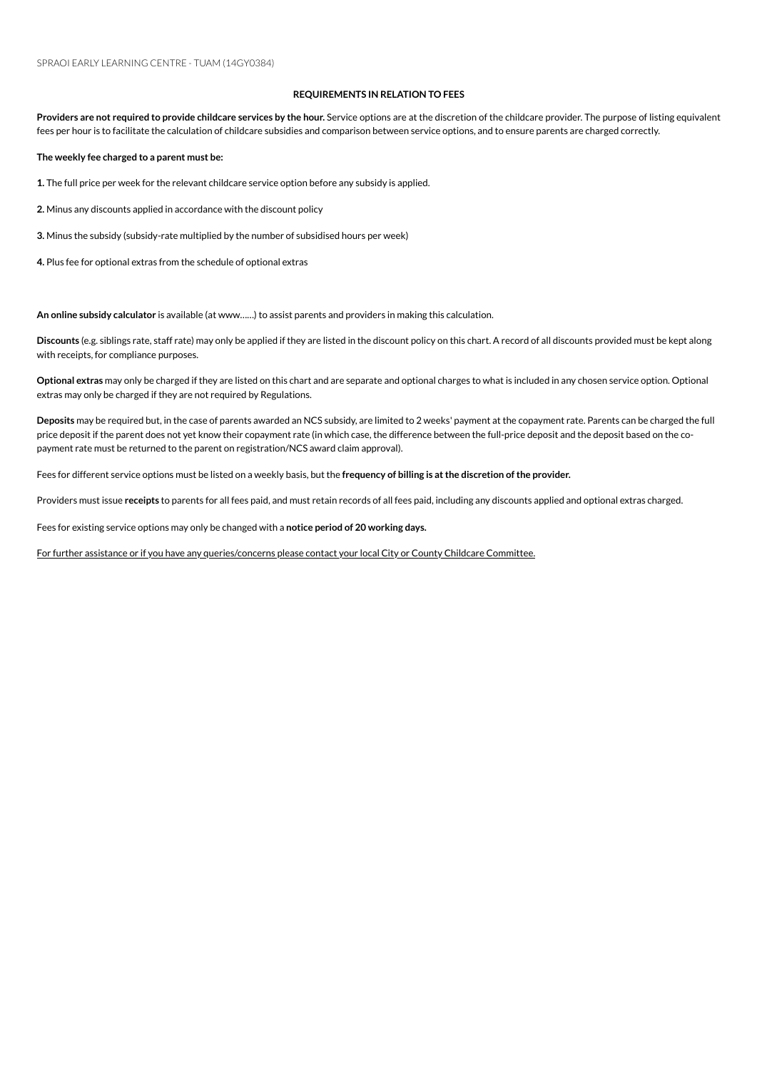SPRAOI EARLY LEARNING CENTRE - TUAM (14GY0384)

## REQUIREMENTS IN RELATION TO FEES

**Providers are not required to provide childcare services by the hour.** Service options are at the discretion of the childcare provider. The purpose of listing equivalent fees per hour is to facilitate the calculation of childcare subsidies and comparison between service options, and to ensure parents are charged correctly.

**The weekly fee charged to a parent must be:**

**1.** The full price per week for the relevant childcare service option before any subsidy is applied.

**2.** Minus any discounts applied in accordance with the discount policy

**3.** Minus the subsidy (subsidy-rate multiplied by the number of subsidised hours per week)

**4.** Plus fee for optional extras from the schedule of optional extras

**An online subsidy calculator** is available (at www......) to assist parents and providers in making this calculation.

**Discounts** (e.g. siblings rate, staff rate) may only be applied if they are listed in the discount policy on this chart. A record of all discounts provided must be kept along with receipts, for compliance purposes.

**Optional extras** may only be charged if they are listed on this chart and are separate and optional charges to what is included in any chosen service option. Optional extras may only be charged if they are not required by Regulations.

**Deposits** may be required but, in the case of parents awarded an NCS subsidy, are limited to 2 weeks' payment at the copayment rate. Parents can be charged the full price deposit if the parent does not yet know their copayment rate (in which case, the difference between the full-price deposit and the deposit based on the co-payment rate must be returned to the parent on registration/NCS award claim approval).

Fees for different service options must be listed on a weekly basis, but the **frequency of billing is at the discretion of the provider.**

Providers must issue **receipts** to parents for all fees paid, and must retain records of all fees paid, including any discounts applied and optional extras charged.

Fees for existing service options may only be changed with a **notice period of 20 working days.**

For further assistance or if you have any queries/concerns please contact your local City or County Childcare Committee.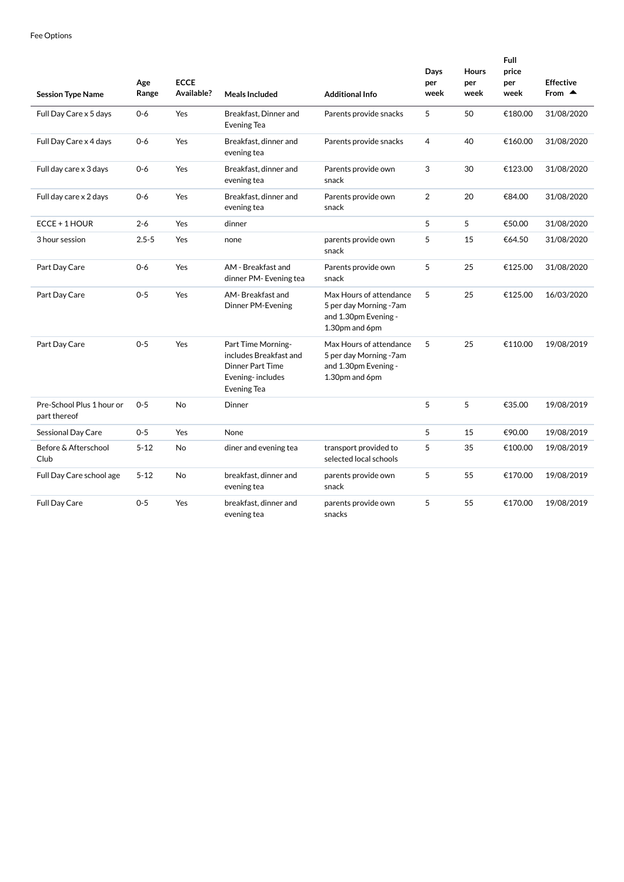Fee Options

| Session Type Name | Age Range | ECCE Available? | Meals Included | Additional Info | Days per week | Hours per week | Full price per week | Effective From ▲ |
|---|---|---|---|---|---|---|---|---|
| Full Day Care x 5 days | 0-6 | Yes | Breakfast, Dinner and Evening Tea | Parents provide snacks | 5 | 50 | €180.00 | 31/08/2020 |
| Full Day Care x 4 days | 0-6 | Yes | Breakfast, dinner and evening tea | Parents provide snacks | 4 | 40 | €160.00 | 31/08/2020 |
| Full day care x 3 days | 0-6 | Yes | Breakfast, dinner and evening tea | Parents provide own snack | 3 | 30 | €123.00 | 31/08/2020 |
| Full day care x 2 days | 0-6 | Yes | Breakfast, dinner and evening tea | Parents provide own snack | 2 | 20 | €84.00 | 31/08/2020 |
| ECCE + 1 HOUR | 2-6 | Yes | dinner | | 5 | 5 | €50.00 | 31/08/2020 |
| 3 hour session | 2.5-5 | Yes | none | parents provide own snack | 5 | 15 | €64.50 | 31/08/2020 |
| Part Day Care | 0-6 | Yes | AM - Breakfast and dinner PM- Evening tea | Parents provide own snack | 5 | 25 | €125.00 | 31/08/2020 |
| Part Day Care | 0-5 | Yes | AM- Breakfast and Dinner PM-Evening | Max Hours of attendance 5 per day Morning -7am and 1.30pm Evening - 1.30pm and 6pm | 5 | 25 | €125.00 | 16/03/2020 |
| Part Day Care | 0-5 | Yes | Part Time Morning- includes Breakfast and Dinner Part Time Evening- includes Evening Tea | Max Hours of attendance 5 per day Morning -7am and 1.30pm Evening - 1.30pm and 6pm | 5 | 25 | €110.00 | 19/08/2019 |
| Pre-School Plus 1 hour or part thereof | 0-5 | No | Dinner | | 5 | 5 | €35.00 | 19/08/2019 |
| Sessional Day Care | 0-5 | Yes | None | | 5 | 15 | €90.00 | 19/08/2019 |
| Before & Afterschool Club | 5-12 | No | diner and evening tea | transport provided to selected local schools | 5 | 35 | €100.00 | 19/08/2019 |
| Full Day Care school age | 5-12 | No | breakfast, dinner and evening tea | parents provide own snack | 5 | 55 | €170.00 | 19/08/2019 |
| Full Day Care | 0-5 | Yes | breakfast, dinner and evening tea | parents provide own snacks | 5 | 55 | €170.00 | 19/08/2019 |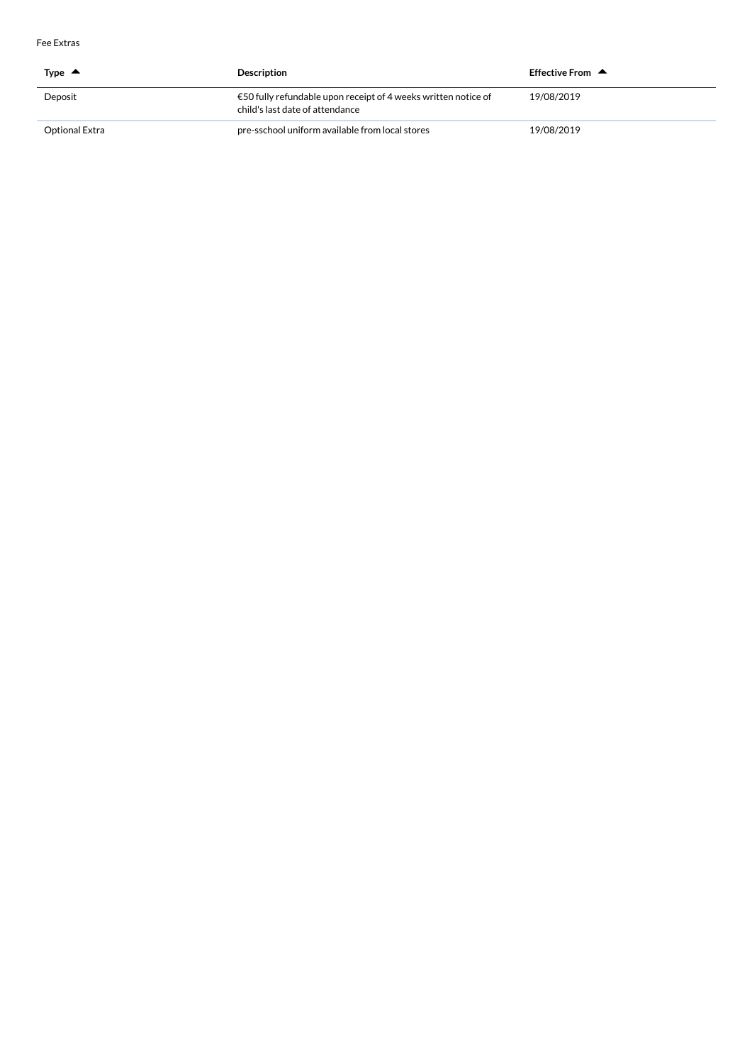Fee Extras

| Type ▲ | Description | Effective From ▲ |
| --- | --- | --- |
| Deposit | €50 fully refundable upon receipt of 4 weeks written notice of child's last date of attendance | 19/08/2019 |
| Optional Extra | pre-sschool uniform available from local stores | 19/08/2019 |